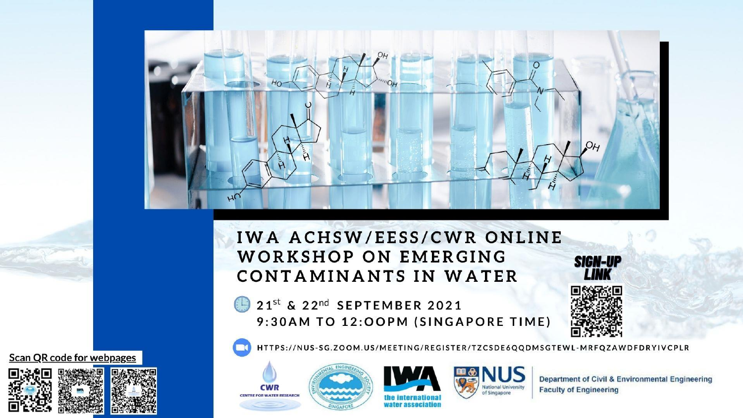# IWA ACHSW/EESS/CWR ONLINE WORKSHOP ON EMERGING CONTAMINANTS IN WATER

21st & 22nd SEPTEMBER 2021

9:30AM TO 12:00PM (SINGAPORE TIME)

**SIGN-UP LINK**

HTTPS://NUS-SG.ZOOM.US/MEETING/REGISTER/TZCSDE6QQDMSGTEWL-MRFQZAWDFDRYIVCPLR

Scan QR code for webpages

CWR CENTRE FOR WATER RESEARCH

ENVIRONMENTAL ENGINEERING SOCIETY SINGAPORE

IWA the international water association

NUS National University of Singapore

Department of Civil & Environmental Engineering
Faculty of Engineering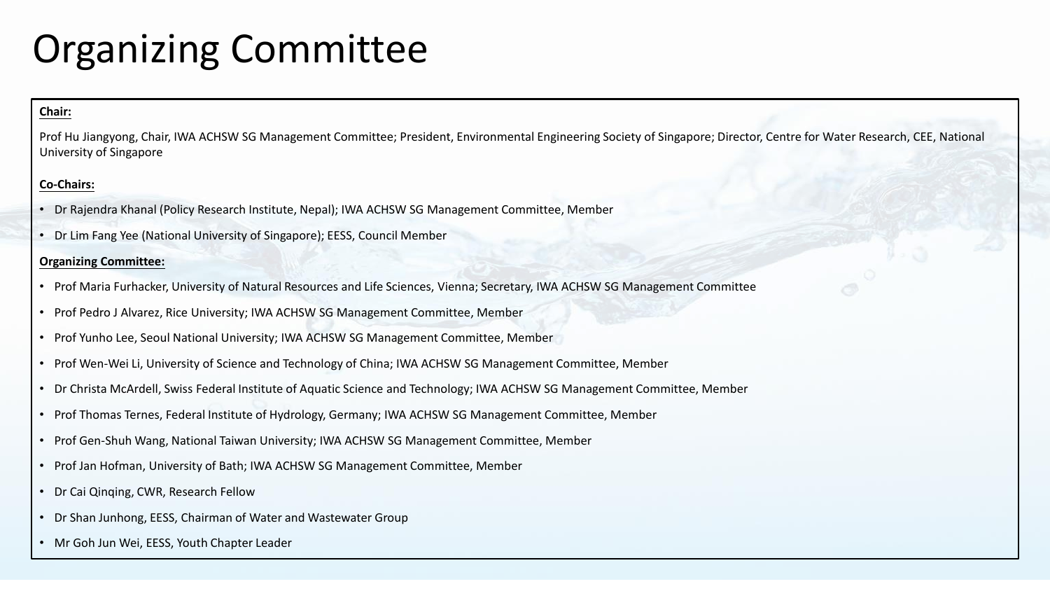# Organizing Committee

**Chair:**

Prof Hu Jiangyong, Chair, IWA ACHSW SG Management Committee; President, Environmental Engineering Society of Singapore; Director, Centre for Water Research, CEE, National University of Singapore

**Co-Chairs:**

- Dr Rajendra Khanal (Policy Research Institute, Nepal); IWA ACHSW SG Management Committee, Member
- Dr Lim Fang Yee (National University of Singapore); EESS, Council Member

**Organizing Committee:**

- Prof Maria Furhacker, University of Natural Resources and Life Sciences, Vienna; Secretary, IWA ACHSW SG Management Committee
- Prof Pedro J Alvarez, Rice University; IWA ACHSW SG Management Committee, Member
- Prof Yunho Lee, Seoul National University; IWA ACHSW SG Management Committee, Member
- Prof Wen-Wei Li, University of Science and Technology of China; IWA ACHSW SG Management Committee, Member
- Dr Christa McArdell, Swiss Federal Institute of Aquatic Science and Technology; IWA ACHSW SG Management Committee, Member
- Prof Thomas Ternes, Federal Institute of Hydrology, Germany; IWA ACHSW SG Management Committee, Member
- Prof Gen-Shuh Wang, National Taiwan University; IWA ACHSW SG Management Committee, Member
- Prof Jan Hofman, University of Bath; IWA ACHSW SG Management Committee, Member
- Dr Cai Qinqing, CWR, Research Fellow
- Dr Shan Junhong, EESS, Chairman of Water and Wastewater Group
- Mr Goh Jun Wei, EESS, Youth Chapter Leader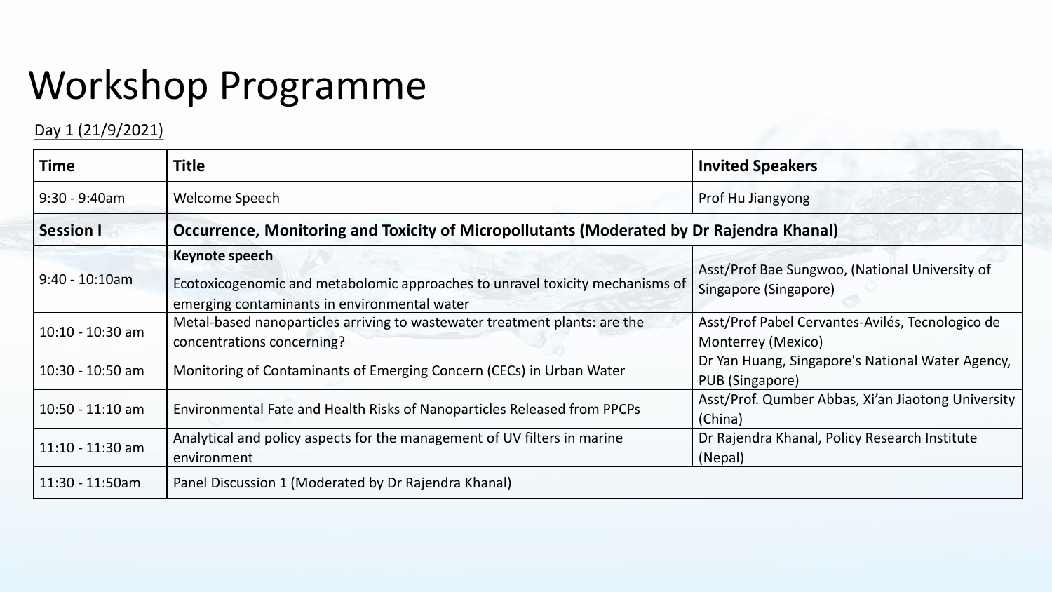# Workshop Programme

Day 1 (21/9/2021)

| Time | Title | Invited Speakers |
| --- | --- | --- |
| 9:30 - 9:40am | Welcome Speech | Prof Hu Jiangyong |
| **Session I** | **Occurrence, Monitoring and Toxicity of Micropollutants (Moderated by Dr Rajendra Khanal)** | |
| 9:40 - 10:10am | **Keynote speech**<br>Ecotoxicogenomic and metabolomic approaches to unravel toxicity mechanisms of emerging contaminants in environmental water | Asst/Prof Bae Sungwoo, (National University of Singapore (Singapore) |
| 10:10 - 10:30 am | Metal-based nanoparticles arriving to wastewater treatment plants: are the concentrations concerning? | Asst/Prof Pabel Cervantes-Avilés, Tecnologico de Monterrey (Mexico) |
| 10:30 - 10:50 am | Monitoring of Contaminants of Emerging Concern (CECs) in Urban Water | Dr Yan Huang, Singapore's National Water Agency, PUB (Singapore) |
| 10:50 - 11:10 am | Environmental Fate and Health Risks of Nanoparticles Released from PPCPs | Asst/Prof. Qumber Abbas, Xi'an Jiaotong University (China) |
| 11:10 - 11:30 am | Analytical and policy aspects for the management of UV filters in marine environment | Dr Rajendra Khanal, Policy Research Institute (Nepal) |
| 11:30 - 11:50am | Panel Discussion 1 (Moderated by Dr Rajendra Khanal) | |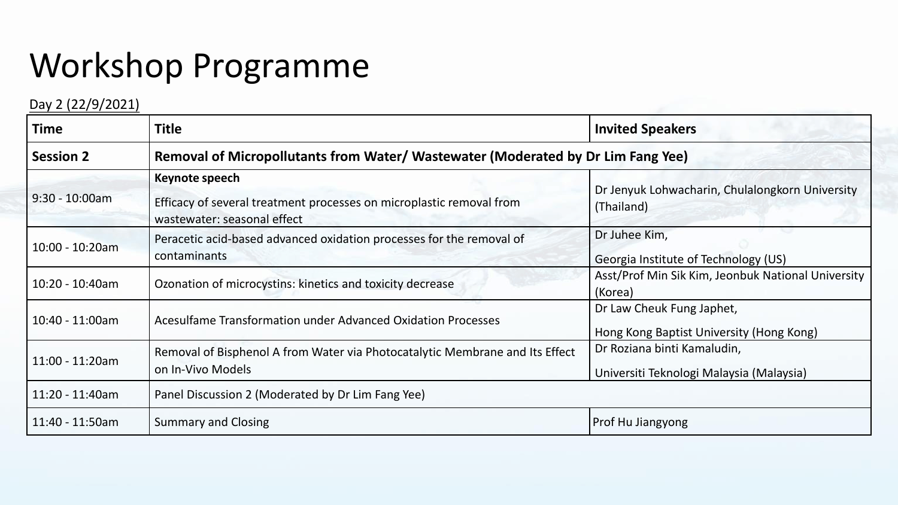# Workshop Programme

Day 2 (22/9/2021)

| Time | Title | Invited Speakers |
|---|---|---|
| **Session 2** | **Removal of Micropollutants from Water/ Wastewater (Moderated by Dr Lim Fang Yee)** | |
| 9:30 - 10:00am | **Keynote speech** Efficacy of several treatment processes on microplastic removal from wastewater: seasonal effect | Dr Jenyuk Lohwacharin, Chulalongkorn University (Thailand) |
| 10:00 - 10:20am | Peracetic acid-based advanced oxidation processes for the removal of contaminants | Dr Juhee Kim, Georgia Institute of Technology (US) |
| 10:20 - 10:40am | Ozonation of microcystins: kinetics and toxicity decrease | Asst/Prof Min Sik Kim, Jeonbuk National University (Korea) |
| 10:40 - 11:00am | Acesulfame Transformation under Advanced Oxidation Processes | Dr Law Cheuk Fung Japhet, Hong Kong Baptist University (Hong Kong) |
| 11:00 - 11:20am | Removal of Bisphenol A from Water via Photocatalytic Membrane and Its Effect on In-Vivo Models | Dr Roziana binti Kamaludin, Universiti Teknologi Malaysia (Malaysia) |
| 11:20 - 11:40am | Panel Discussion 2 (Moderated by Dr Lim Fang Yee) | |
| 11:40 - 11:50am | Summary and Closing | Prof Hu Jiangyong |